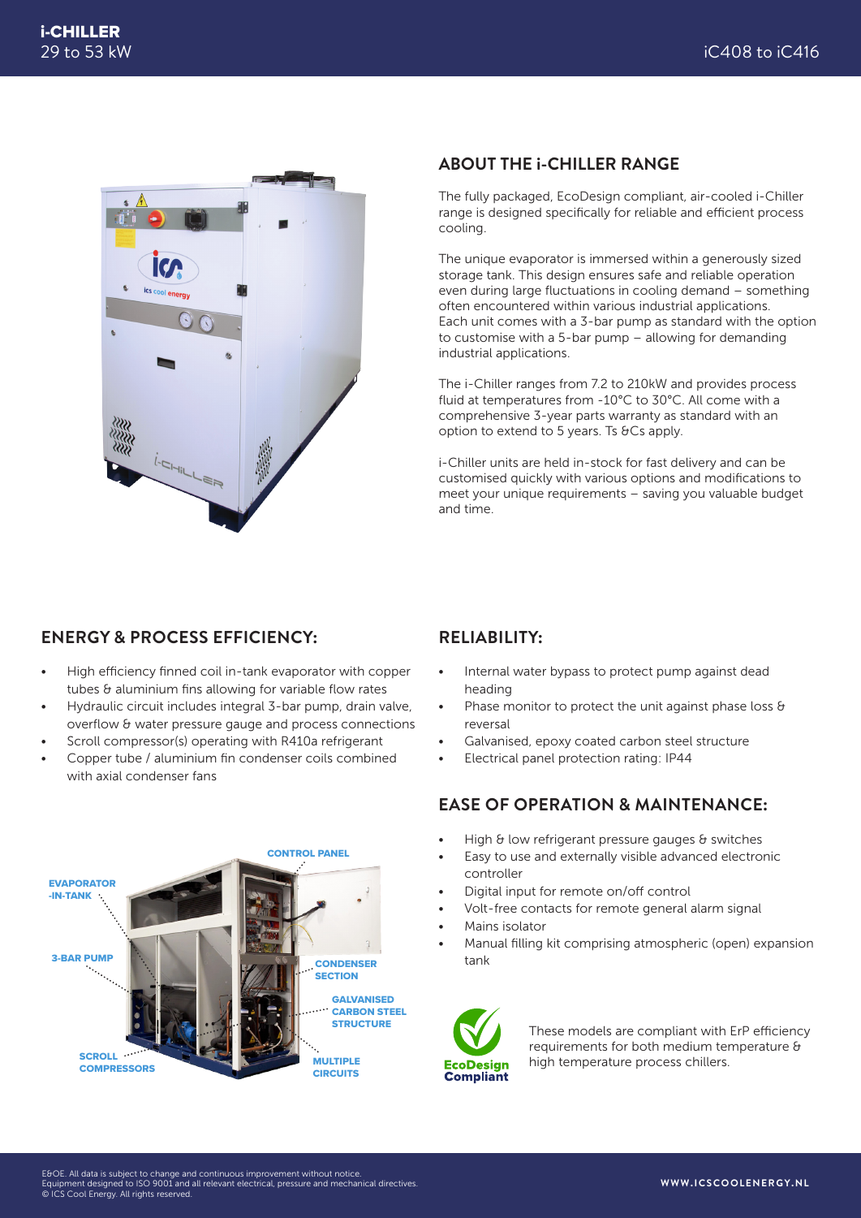# i-CHILLER
29 to 53 kW

iC408 to iC416

## ABOUT THE i-CHILLER RANGE

The fully packaged, EcoDesign compliant, air-cooled i-Chiller range is designed specifically for reliable and efficient process cooling.

The unique evaporator is immersed within a generously sized storage tank. This design ensures safe and reliable operation even during large fluctuations in cooling demand – something often encountered within various industrial applications. Each unit comes with a 3-bar pump as standard with the option to customise with a 5-bar pump – allowing for demanding industrial applications.

The i-Chiller ranges from 7.2 to 210kW and provides process fluid at temperatures from -10°C to 30°C. All come with a comprehensive 3-year parts warranty as standard with an option to extend to 5 years. Ts &Cs apply.

i-Chiller units are held in-stock for fast delivery and can be customised quickly with various options and modifications to meet your unique requirements – saving you valuable budget and time.

## ENERGY & PROCESS EFFICIENCY:

- High efficiency finned coil in-tank evaporator with copper tubes & aluminium fins allowing for variable flow rates
- Hydraulic circuit includes integral 3-bar pump, drain valve, overflow & water pressure gauge and process connections
- Scroll compressor(s) operating with R410a refrigerant
- Copper tube / aluminium fin condenser coils combined with axial condenser fans

EVAPORATOR -IN-TANK
3-BAR PUMP
SCROLL COMPRESSORS
CONTROL PANEL
CONDENSER SECTION
GALVANISED CARBON STEEL STRUCTURE
MULTIPLE CIRCUITS

## RELIABILITY:

- Internal water bypass to protect pump against dead heading
- Phase monitor to protect the unit against phase loss & reversal
- Galvanised, epoxy coated carbon steel structure
- Electrical panel protection rating: IP44

## EASE OF OPERATION & MAINTENANCE:

- High & low refrigerant pressure gauges & switches
- Easy to use and externally visible advanced electronic controller
- Digital input for remote on/off control
- Volt-free contacts for remote general alarm signal
- Mains isolator
- Manual filling kit comprising atmospheric (open) expansion tank

EcoDesign Compliant

These models are compliant with ErP efficiency requirements for both medium temperature & high temperature process chillers.

E&OE. All data is subject to change and continuous improvement without notice.
Equipment designed to ISO 9001 and all relevant electrical, pressure and mechanical directives.
© ICS Cool Energy. All rights reserved.

WWW.ICSCOOLENERGY.NL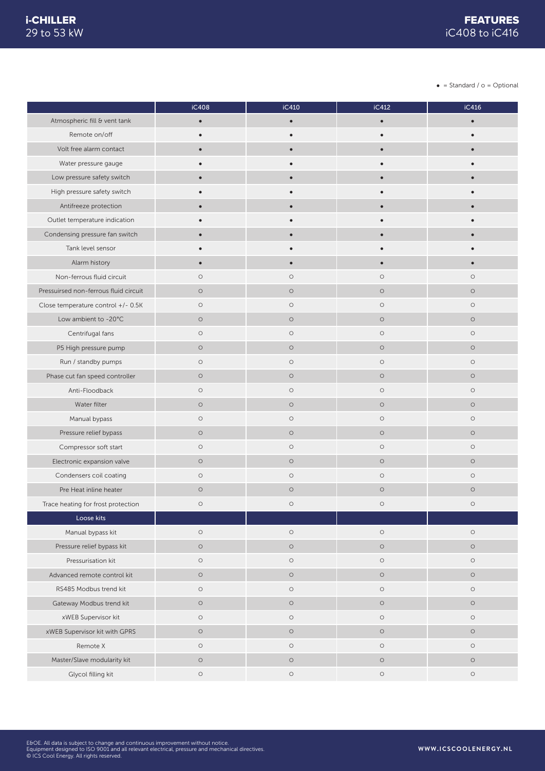# i-CHILLER 29 to 53 kW

## FEATURES iC408 to iC416

● = Standard / ○ = Optional

| | iC408 | iC410 | iC412 | iC416 |
|---|---|---|---|---|
| Atmospheric fill & vent tank | ● | ● | ● | ● |
| Remote on/off | ● | ● | ● | ● |
| Volt free alarm contact | ● | ● | ● | ● |
| Water pressure gauge | ● | ● | ● | ● |
| Low pressure safety switch | ● | ● | ● | ● |
| High pressure safety switch | ● | ● | ● | ● |
| Antifreeze protection | ● | ● | ● | ● |
| Outlet temperature indication | ● | ● | ● | ● |
| Condensing pressure fan switch | ● | ● | ● | ● |
| Tank level sensor | ● | ● | ● | ● |
| Alarm history | ● | ● | ● | ● |
| Non-ferrous fluid circuit | ○ | ○ | ○ | ○ |
| Pressuirsed non-ferrous fluid circuit | ○ | ○ | ○ | ○ |
| Close temperature control +/- 0.5K | ○ | ○ | ○ | ○ |
| Low ambient to -20°C | ○ | ○ | ○ | ○ |
| Centrifugal fans | ○ | ○ | ○ | ○ |
| P5 High pressure pump | ○ | ○ | ○ | ○ |
| Run / standby pumps | ○ | ○ | ○ | ○ |
| Phase cut fan speed controller | ○ | ○ | ○ | ○ |
| Anti-Floodback | ○ | ○ | ○ | ○ |
| Water filter | ○ | ○ | ○ | ○ |
| Manual bypass | ○ | ○ | ○ | ○ |
| Pressure relief bypass | ○ | ○ | ○ | ○ |
| Compressor soft start | ○ | ○ | ○ | ○ |
| Electronic expansion valve | ○ | ○ | ○ | ○ |
| Condensers coil coating | ○ | ○ | ○ | ○ |
| Pre Heat inline heater | ○ | ○ | ○ | ○ |
| Trace heating for frost protection | ○ | ○ | ○ | ○ |
| **Loose kits** | | | | |
| Manual bypass kit | ○ | ○ | ○ | ○ |
| Pressure relief bypass kit | ○ | ○ | ○ | ○ |
| Pressurisation kit | ○ | ○ | ○ | ○ |
| Advanced remote control kit | ○ | ○ | ○ | ○ |
| RS485 Modbus trend kit | ○ | ○ | ○ | ○ |
| Gateway Modbus trend kit | ○ | ○ | ○ | ○ |
| xWEB Supervisor kit | ○ | ○ | ○ | ○ |
| xWEB Supervisor kit with GPRS | ○ | ○ | ○ | ○ |
| Remote X | ○ | ○ | ○ | ○ |
| Master/Slave modularity kit | ○ | ○ | ○ | ○ |
| Glycol filling kit | ○ | ○ | ○ | ○ |

E&OE. All data is subject to change and continuous improvement without notice.
Equipment designed to ISO 9001 and all relevant electrical, pressure and mechanical directives.
© ICS Cool Energy. All rights reserved.

WWW.ICSCOOLENERGY.NL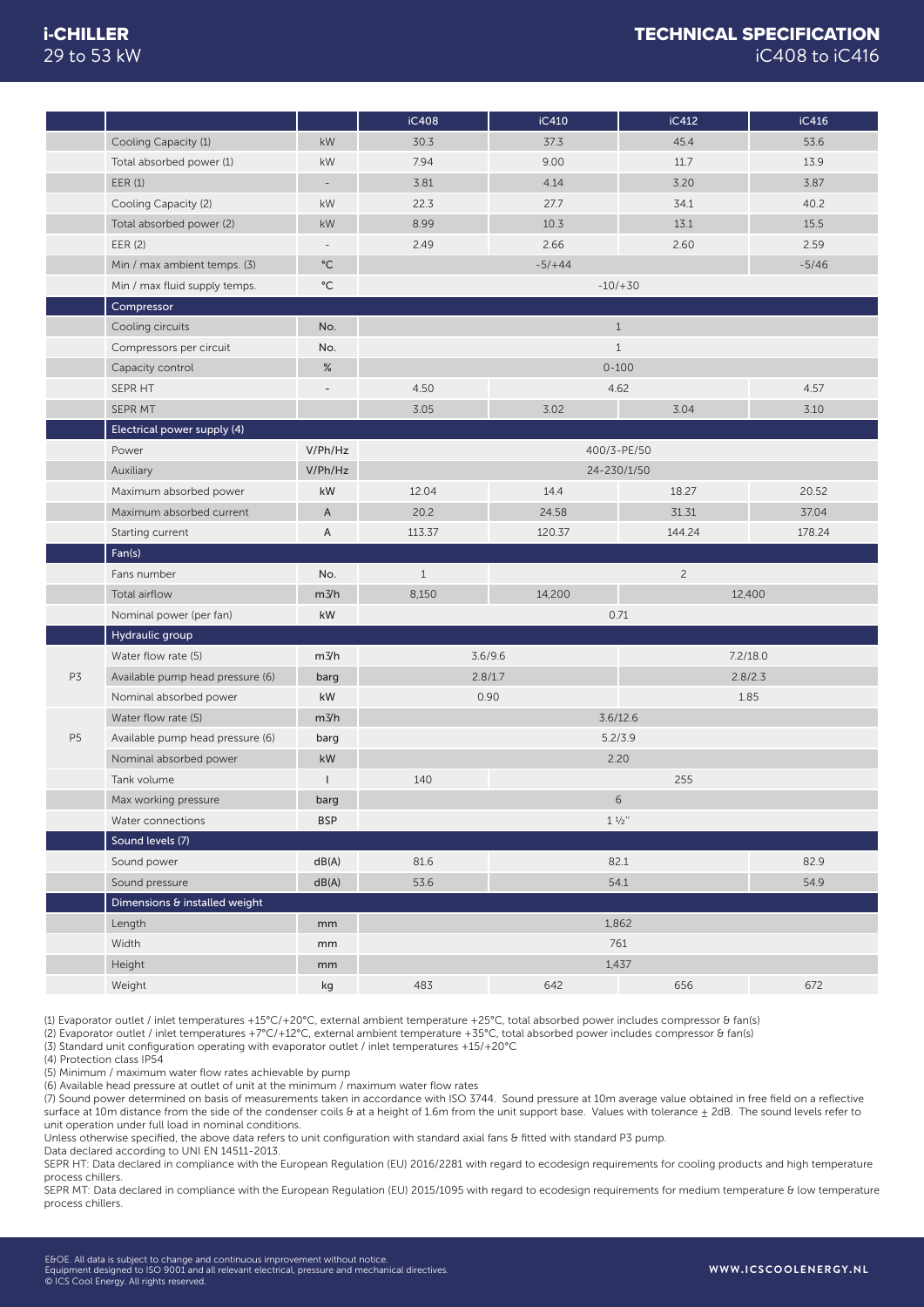# i-CHILLER
29 to 53 kW

# TECHNICAL SPECIFICATION
iC408 to iC416

| | | | iC408 | iC410 | iC412 | iC416 |
|---|---|---|---|---|---|---|
| | Cooling Capacity (1) | kW | 30.3 | 37.3 | 45.4 | 53.6 |
| | Total absorbed power (1) | kW | 7.94 | 9.00 | 11.7 | 13.9 |
| | EER (1) | - | 3.81 | 4.14 | 3.20 | 3.87 |
| | Cooling Capacity (2) | kW | 22.3 | 27.7 | 34.1 | 40.2 |
| | Total absorbed power (2) | kW | 8.99 | 10.3 | 13.1 | 15.5 |
| | EER (2) | - | 2.49 | 2.66 | 2.60 | 2.59 |
| | Min / max ambient temps. (3) | °C | -5/+44 | | | -5/46 |
| | Min / max fluid supply temps. | °C | -10/+30 | | | |
| | **Compressor** | | | | | |
| | Cooling circuits | No. | 1 | | | |
| | Compressors per circuit | No. | 1 | | | |
| | Capacity control | % | 0-100 | | | |
| | SEPR HT | - | 4.50 | 4.62 | | 4.57 |
| | SEPR MT | | 3.05 | 3.02 | 3.04 | 3.10 |
| | **Electrical power supply (4)** | | | | | |
| | Power | V/Ph/Hz | 400/3-PE/50 | | | |
| | Auxiliary | V/Ph/Hz | 24-230/1/50 | | | |
| | Maximum absorbed power | kW | 12.04 | 14.4 | 18.27 | 20.52 |
| | Maximum absorbed current | A | 20.2 | 24.58 | 31.31 | 37.04 |
| | Starting current | A | 113.37 | 120.37 | 144.24 | 178.24 |
| | **Fan(s)** | | | | | |
| | Fans number | No. | 1 | 2 | | |
| | Total airflow | m3/h | 8,150 | 14,200 | 12,400 | |
| | Nominal power (per fan) | kW | 0.71 | | | |
| | **Hydraulic group** | | | | | |
| P3 | Water flow rate (5) | m3/h | 3.6/9.6 | | 7.2/18.0 | |
| P3 | Available pump head pressure (6) | barg | 2.8/1.7 | | 2.8/2.3 | |
| P3 | Nominal absorbed power | kW | 0.90 | | 1.85 | |
| P5 | Water flow rate (5) | m3/h | 3.6/12.6 | | | |
| P5 | Available pump head pressure (6) | barg | 5.2/3.9 | | | |
| P5 | Nominal absorbed power | kW | 2.20 | | | |
| | Tank volume | l | 140 | 255 | | |
| | Max working pressure | barg | 6 | | | |
| | Water connections | BSP | 1 ½" | | | |
| | **Sound levels (7)** | | | | | |
| | Sound power | dB(A) | 81.6 | 82.1 | | 82.9 |
| | Sound pressure | dB(A) | 53.6 | 54.1 | | 54.9 |
| | **Dimensions & installed weight** | | | | | |
| | Length | mm | 1,862 | | | |
| | Width | mm | 761 | | | |
| | Height | mm | 1,437 | | | |
| | Weight | kg | 483 | 642 | 656 | 672 |

(1) Evaporator outlet / inlet temperatures +15°C/+20°C, external ambient temperature +25°C, total absorbed power includes compressor & fan(s)
(2) Evaporator outlet / inlet temperatures +7°C/+12°C, external ambient temperature +35°C, total absorbed power includes compressor & fan(s)
(3) Standard unit configuration operating with evaporator outlet / inlet temperatures +15/+20°C
(4) Protection class IP54
(5) Minimum / maximum water flow rates achievable by pump
(6) Available head pressure at outlet of unit at the minimum / maximum water flow rates
(7) Sound power determined on basis of measurements taken in accordance with ISO 3744. Sound pressure at 10m average value obtained in free field on a reflective surface at 10m distance from the side of the condenser coils & at a height of 1.6m from the unit support base. Values with tolerance ± 2dB. The sound levels refer to unit operation under full load in nominal conditions.
Unless otherwise specified, the above data refers to unit configuration with standard axial fans & fitted with standard P3 pump.
Data declared according to UNI EN 14511-2013.
SEPR HT: Data declared in compliance with the European Regulation (EU) 2016/2281 with regard to ecodesign requirements for cooling products and high temperature process chillers.
SEPR MT: Data declared in compliance with the European Regulation (EU) 2015/1095 with regard to ecodesign requirements for medium temperature & low temperature process chillers.

E&OE. All data is subject to change and continuous improvement without notice.
Equipment designed to ISO 9001 and all relevant electrical, pressure and mechanical directives.
© ICS Cool Energy. All rights reserved.

WWW.ICSCOOLENERGY.NL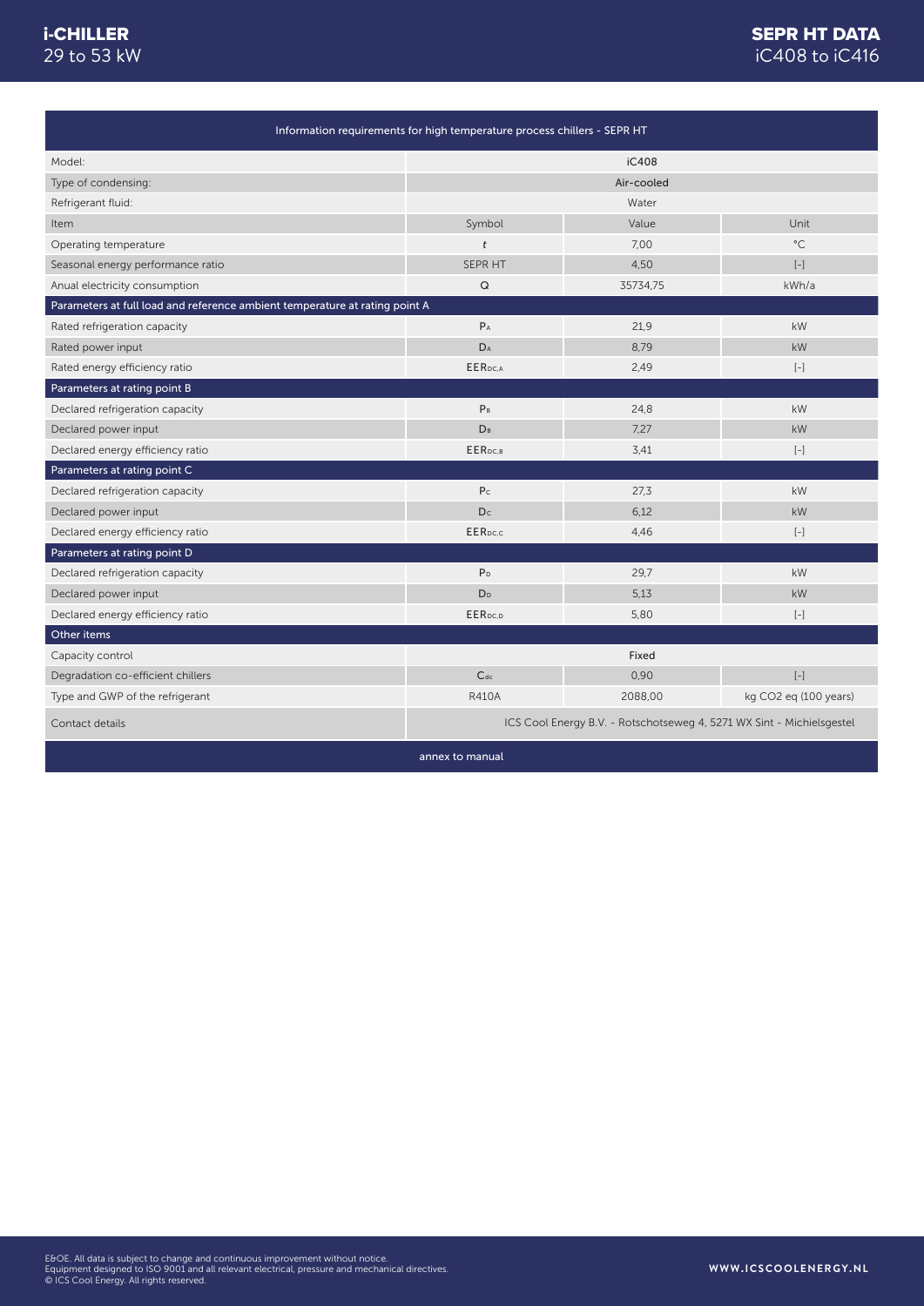| Information requirements for high temperature process chillers - SEPR HT | | | |
|---|---|---|---|
| Model: | iC408 | | |
| Type of condensing: | Air-cooled | | |
| Refrigerant fluid: | Water | | |
| Item | Symbol | Value | Unit |
| Operating temperature | $t$ | 7,00 | °C |
| Seasonal energy performance ratio | SEPR HT | 4,50 | [-] |
| Anual electricity consumption | Q | 35734,75 | kWh/a |
| **Parameters at full load and reference ambient temperature at rating point A** | | | |
| Rated refrigeration capacity | $P_A$ | 21,9 | kW |
| Rated power input | $D_A$ | 8,79 | kW |
| Rated energy efficiency ratio | $EER_{DC,A}$ | 2,49 | [-] |
| **Parameters at rating point B** | | | |
| Declared refrigeration capacity | $P_B$ | 24,8 | kW |
| Declared power input | $D_B$ | 7,27 | kW |
| Declared energy efficiency ratio | $EER_{DC,B}$ | 3,41 | [-] |
| **Parameters at rating point C** | | | |
| Declared refrigeration capacity | $P_C$ | 27,3 | kW |
| Declared power input | $D_C$ | 6,12 | kW |
| Declared energy efficiency ratio | $EER_{DC,C}$ | 4,46 | [-] |
| **Parameters at rating point D** | | | |
| Declared refrigeration capacity | $P_D$ | 29,7 | kW |
| Declared power input | $D_D$ | 5,13 | kW |
| Declared energy efficiency ratio | $EER_{DC,D}$ | 5,80 | [-] |
| **Other items** | | | |
| Capacity control | Fixed | | |
| Degradation co-efficient chillers | $C_{dc}$ | 0,90 | [-] |
| Type and GWP of the refrigerant | R410A | 2088,00 | kg CO2 eq (100 years) |
| Contact details | ICS Cool Energy B.V. - Rotschotseweg 4, 5271 WX Sint - Michielsgestel | | |

annex to manual

E&OE. All data is subject to change and continuous improvement without notice.
Equipment designed to ISO 9001 and all relevant electrical, pressure and mechanical directives.
© ICS Cool Energy. All rights reserved.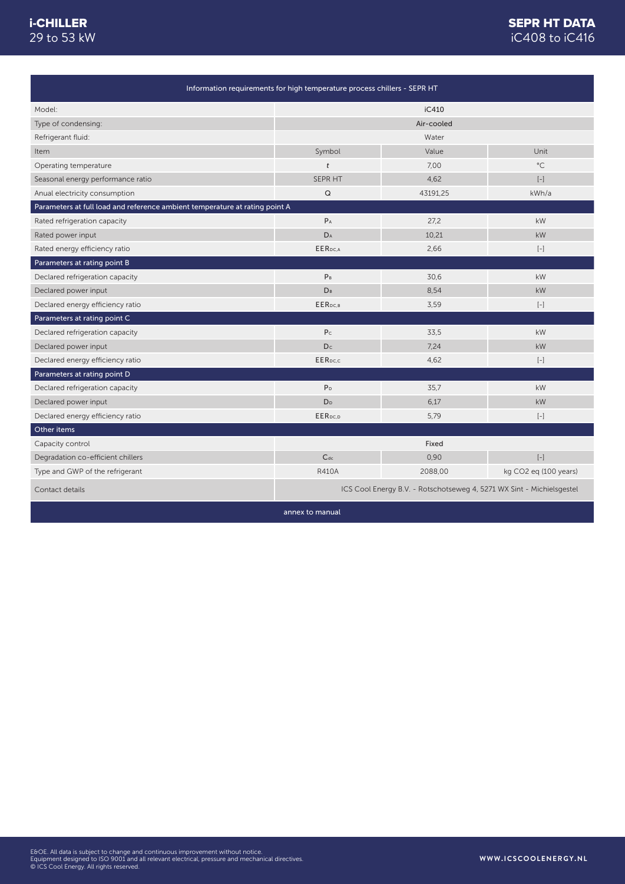| Information requirements for high temperature process chillers - SEPR HT | | | |
|---|---|---|---|
| Model: | iC410 | | |
| Type of condensing: | Air-cooled | | |
| Refrigerant fluid: | Water | | |
| Item | Symbol | Value | Unit |
| Operating temperature | $t$ | 7,00 | °C |
| Seasonal energy performance ratio | SEPR HT | 4,62 | [-] |
| Anual electricity consumption | Q | 43191,25 | kWh/a |
| **Parameters at full load and reference ambient temperature at rating point A** | | | |
| Rated refrigeration capacity | $P_A$ | 27,2 | kW |
| Rated power input | $D_A$ | 10,21 | kW |
| Rated energy efficiency ratio | $EER_{DC,A}$ | 2,66 | [-] |
| **Parameters at rating point B** | | | |
| Declared refrigeration capacity | $P_B$ | 30,6 | kW |
| Declared power input | $D_B$ | 8,54 | kW |
| Declared energy efficiency ratio | $EER_{DC,B}$ | 3,59 | [-] |
| **Parameters at rating point C** | | | |
| Declared refrigeration capacity | $P_C$ | 33,5 | kW |
| Declared power input | $D_C$ | 7,24 | kW |
| Declared energy efficiency ratio | $EER_{DC,C}$ | 4,62 | [-] |
| **Parameters at rating point D** | | | |
| Declared refrigeration capacity | $P_D$ | 35,7 | kW |
| Declared power input | $D_D$ | 6,17 | kW |
| Declared energy efficiency ratio | $EER_{DC,D}$ | 5,79 | [-] |
| **Other items** | | | |
| Capacity control | Fixed | | |
| Degradation co-efficient chillers | $C_{dc}$ | 0,90 | [-] |
| Type and GWP of the refrigerant | R410A | 2088,00 | kg $CO_2$ eq (100 years) |
| Contact details | ICS Cool Energy B.V. - Rotschotseweg 4, 5271 WX Sint - Michielsgestel | | |
| annex to manual | | | |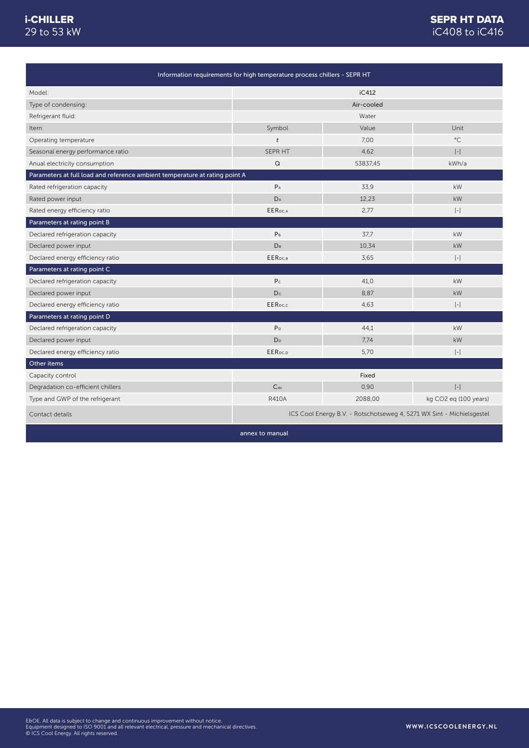| Information requirements for high temperature process chillers - SEPR HT | | | |
|---|---|---|---|
| Model: | iC412 | | |
| Type of condensing: | Air-cooled | | |
| Refrigerant fluid: | Water | | |
| Item | Symbol | Value | Unit |
| Operating temperature | $t$ | 7,00 | °C |
| Seasonal energy performance ratio | SEPR HT | 4,62 | [-] |
| Anual electricity consumption | Q | 53837,45 | kWh/a |
| **Parameters at full load and reference ambient temperature at rating point A** | | | |
| Rated refrigeration capacity | $P_A$ | 33,9 | kW |
| Rated power input | $D_A$ | 12,23 | kW |
| Rated energy efficiency ratio | $EER_{DC,A}$ | 2,77 | [-] |
| **Parameters at rating point B** | | | |
| Declared refrigeration capacity | $P_B$ | 37,7 | kW |
| Declared power input | $D_B$ | 10,34 | kW |
| Declared energy efficiency ratio | $EER_{DC,B}$ | 3,65 | [-] |
| **Parameters at rating point C** | | | |
| Declared refrigeration capacity | $P_C$ | 41,0 | kW |
| Declared power input | $D_C$ | 8,87 | kW |
| Declared energy efficiency ratio | $EER_{DC,C}$ | 4,63 | [-] |
| **Parameters at rating point D** | | | |
| Declared refrigeration capacity | $P_D$ | 44,1 | kW |
| Declared power input | $D_D$ | 7,74 | kW |
| Declared energy efficiency ratio | $EER_{DC,D}$ | 5,70 | [-] |
| **Other items** | | | |
| Capacity control | Fixed | | |
| Degradation co-efficient chillers | $C_{dc}$ | 0,90 | [-] |
| Type and GWP of the refrigerant | R410A | 2088,00 | kg $CO_2$ eq (100 years) |
| Contact details | ICS Cool Energy B.V. - Rotschotseweg 4, 5271 WX Sint - Michielsgestel | | |

annex to manual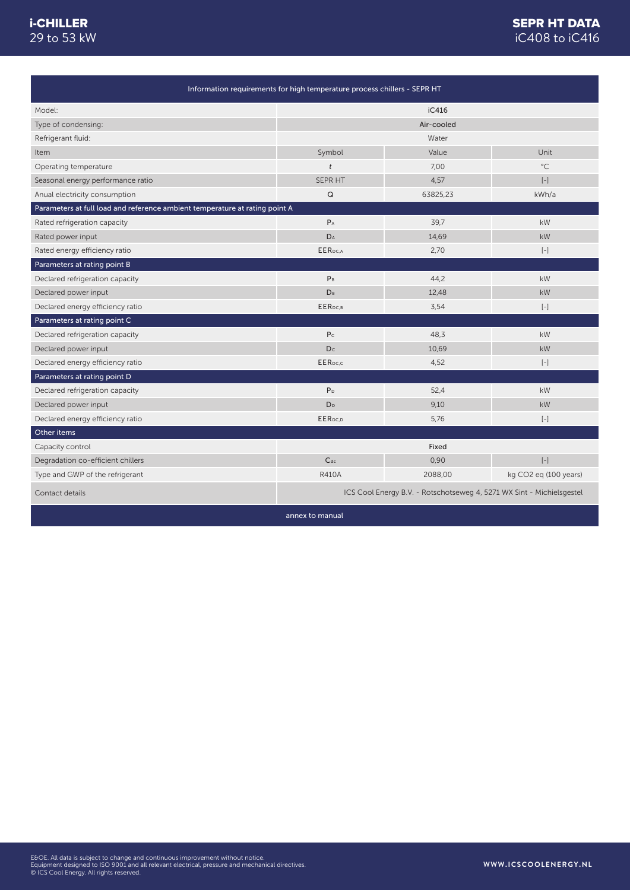| Information requirements for high temperature process chillers - SEPR HT | | | |
|---|---|---|---|
| Model: | iC416 | | |
| Type of condensing: | Air-cooled | | |
| Refrigerant fluid: | Water | | |
| Item | Symbol | Value | Unit |
| Operating temperature | $t$ | 7,00 | °C |
| Seasonal energy performance ratio | SEPR HT | 4,57 | [-] |
| Anual electricity consumption | Q | 63825,23 | kWh/a |
| **Parameters at full load and reference ambient temperature at rating point A** | | | |
| Rated refrigeration capacity | $P_A$ | 39,7 | kW |
| Rated power input | $D_A$ | 14,69 | kW |
| Rated energy efficiency ratio | $EER_{DC,A}$ | 2,70 | [-] |
| **Parameters at rating point B** | | | |
| Declared refrigeration capacity | $P_B$ | 44,2 | kW |
| Declared power input | $D_B$ | 12,48 | kW |
| Declared energy efficiency ratio | $EER_{DC,B}$ | 3,54 | [-] |
| **Parameters at rating point C** | | | |
| Declared refrigeration capacity | $P_C$ | 48,3 | kW |
| Declared power input | $D_C$ | 10,69 | kW |
| Declared energy efficiency ratio | $EER_{DC,C}$ | 4,52 | [-] |
| **Parameters at rating point D** | | | |
| Declared refrigeration capacity | $P_D$ | 52,4 | kW |
| Declared power input | $D_D$ | 9,10 | kW |
| Declared energy efficiency ratio | $EER_{DC,D}$ | 5,76 | [-] |
| **Other items** | | | |
| Capacity control | Fixed | | |
| Degradation co-efficient chillers | $C_{dc}$ | 0,90 | [-] |
| Type and GWP of the refrigerant | R410A | 2088,00 | kg $CO_2$ eq (100 years) |
| Contact details | ICS Cool Energy B.V. - Rotschotseweg 4, 5271 WX Sint - Michielsgestel | | |

annex to manual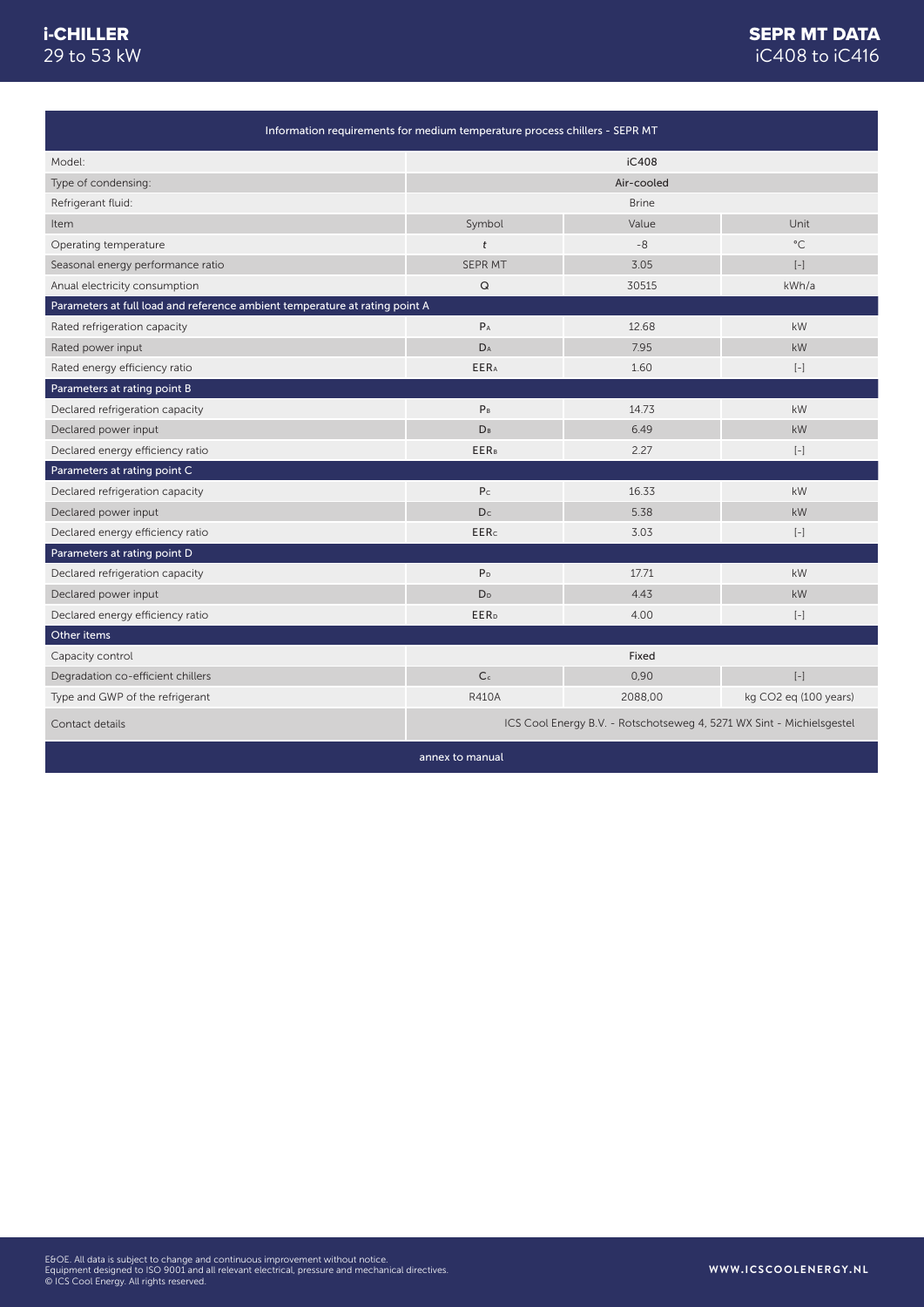| Information requirements for medium temperature process chillers - SEPR MT | | | |
|---|---|---|---|
| Model: | iC408 | | |
| Type of condensing: | Air-cooled | | |
| Refrigerant fluid: | Brine | | |
| Item | Symbol | Value | Unit |
| Operating temperature | *t* | -8 | °C |
| Seasonal energy performance ratio | SEPR MT | 3.05 | [-] |
| Anual electricity consumption | Q | 30515 | kWh/a |
| **Parameters at full load and reference ambient temperature at rating point A** | | | |
| Rated refrigeration capacity | $P_A$ | 12.68 | kW |
| Rated power input | $D_A$ | 7.95 | kW |
| Rated energy efficiency ratio | $EER_A$ | 1.60 | [-] |
| **Parameters at rating point B** | | | |
| Declared refrigeration capacity | $P_B$ | 14.73 | kW |
| Declared power input | $D_B$ | 6.49 | kW |
| Declared energy efficiency ratio | $EER_B$ | 2.27 | [-] |
| **Parameters at rating point C** | | | |
| Declared refrigeration capacity | $P_C$ | 16.33 | kW |
| Declared power input | $D_C$ | 5.38 | kW |
| Declared energy efficiency ratio | $EER_C$ | 3.03 | [-] |
| **Parameters at rating point D** | | | |
| Declared refrigeration capacity | $P_D$ | 17.71 | kW |
| Declared power input | $D_D$ | 4.43 | kW |
| Declared energy efficiency ratio | $EER_D$ | 4.00 | [-] |
| **Other items** | | | |
| Capacity control | Fixed | | |
| Degradation co-efficient chillers | $C_c$ | 0,90 | [-] |
| Type and GWP of the refrigerant | R410A | 2088,00 | kg CO2 eq (100 years) |
| Contact details | ICS Cool Energy B.V. - Rotschotseweg 4, 5271 WX Sint - Michielsgestel | | |

annex to manual

E&OE. All data is subject to change and continuous improvement without notice.
Equipment designed to ISO 9001 and all relevant electrical, pressure and mechanical directives.
© ICS Cool Energy. All rights reserved.

WWW.ICSCOOLENERGY.NL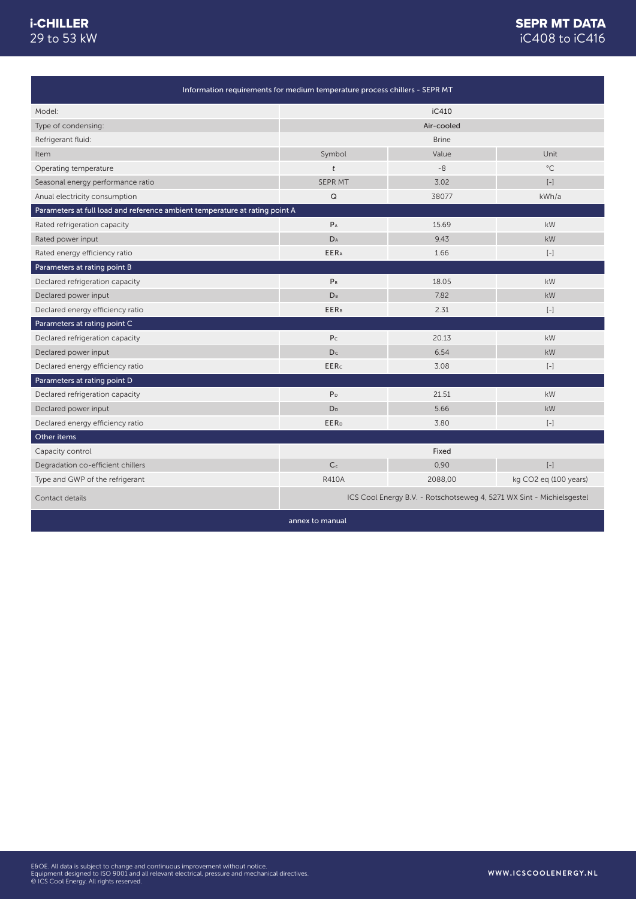| Information requirements for medium temperature process chillers - SEPR MT | | | |
|---|---|---|---|
| Model: | iC410 | | |
| Type of condensing: | Air-cooled | | |
| Refrigerant fluid: | Brine | | |
| Item | Symbol | Value | Unit |
| Operating temperature | *t* | -8 | °C |
| Seasonal energy performance ratio | SEPR MT | 3.02 | [-] |
| Anual electricity consumption | Q | 38077 | kWh/a |
| **Parameters at full load and reference ambient temperature at rating point A** | | | |
| Rated refrigeration capacity | $P_A$ | 15.69 | kW |
| Rated power input | $D_A$ | 9.43 | kW |
| Rated energy efficiency ratio | $EER_A$ | 1.66 | [-] |
| **Parameters at rating point B** | | | |
| Declared refrigeration capacity | $P_B$ | 18.05 | kW |
| Declared power input | $D_B$ | 7.82 | kW |
| Declared energy efficiency ratio | $EER_B$ | 2.31 | [-] |
| **Parameters at rating point C** | | | |
| Declared refrigeration capacity | $P_C$ | 20.13 | kW |
| Declared power input | $D_C$ | 6.54 | kW |
| Declared energy efficiency ratio | $EER_C$ | 3.08 | [-] |
| **Parameters at rating point D** | | | |
| Declared refrigeration capacity | $P_D$ | 21.51 | kW |
| Declared power input | $D_D$ | 5.66 | kW |
| Declared energy efficiency ratio | $EER_D$ | 3.80 | [-] |
| **Other items** | | | |
| Capacity control | Fixed | | |
| Degradation co-efficient chillers | $C_c$ | 0,90 | [-] |
| Type and GWP of the refrigerant | R410A | 2088,00 | kg $CO_2$ eq (100 years) |
| Contact details | ICS Cool Energy B.V. - Rotschotseweg 4, 5271 WX Sint - Michielsgestel | | |

annex to manual

E&OE. All data is subject to change and continuous improvement without notice.
Equipment designed to ISO 9001 and all relevant electrical, pressure and mechanical directives.
© ICS Cool Energy. All rights reserved.

WWW.ICSCOOLENERGY.NL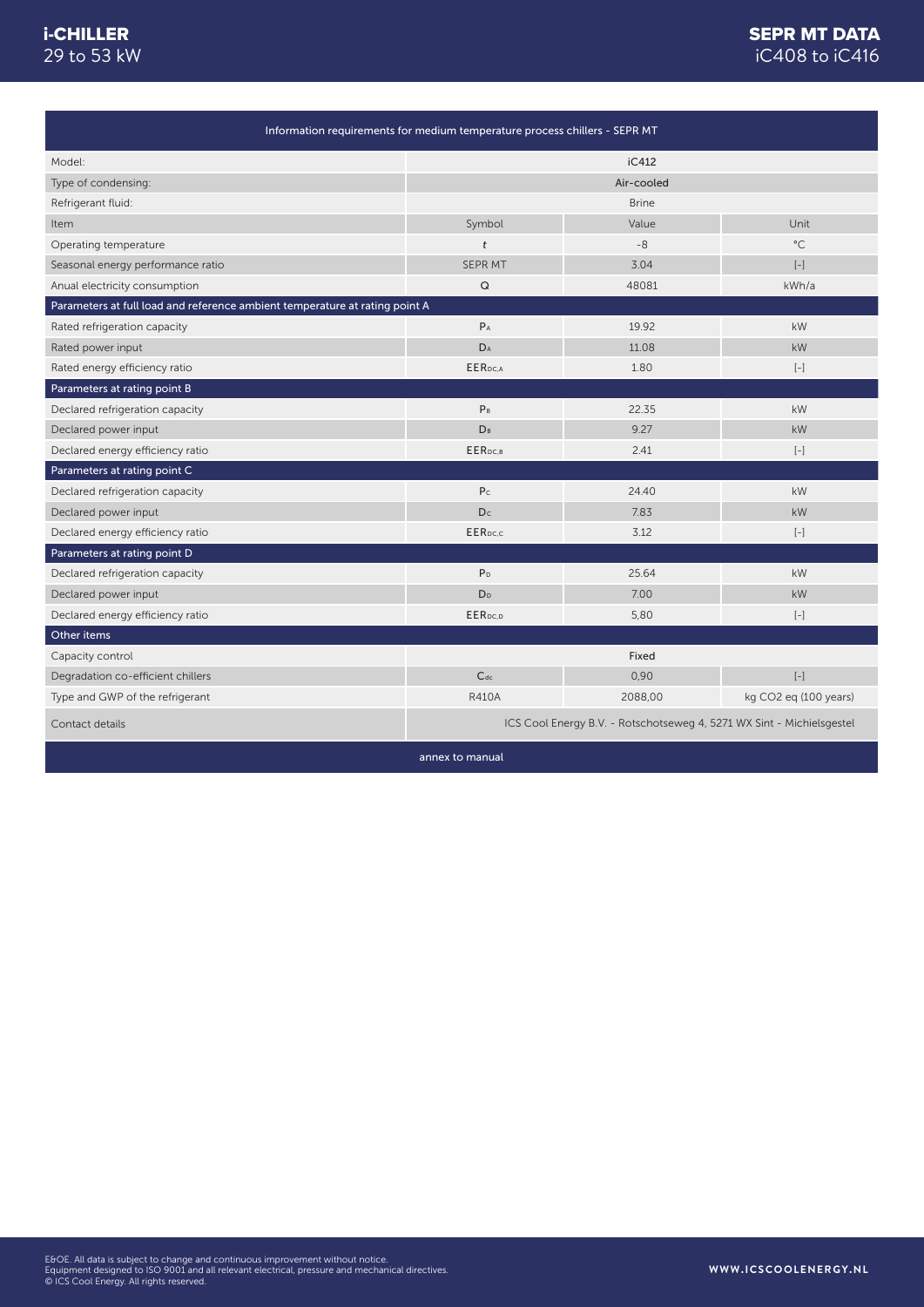| Information requirements for medium temperature process chillers - SEPR MT | | | |
|---|---|---|---|
| Model: | iC412 | | |
| Type of condensing: | Air-cooled | | |
| Refrigerant fluid: | Brine | | |
| Item | Symbol | Value | Unit |
| Operating temperature | $t$ | -8 | °C |
| Seasonal energy performance ratio | SEPR MT | 3.04 | [-] |
| Anual electricity consumption | Q | 48081 | kWh/a |
| **Parameters at full load and reference ambient temperature at rating point A** | | | |
| Rated refrigeration capacity | $P_A$ | 19.92 | kW |
| Rated power input | $D_A$ | 11.08 | kW |
| Rated energy efficiency ratio | $EER_{DC,A}$ | 1.80 | [-] |
| **Parameters at rating point B** | | | |
| Declared refrigeration capacity | $P_B$ | 22.35 | kW |
| Declared power input | $D_B$ | 9.27 | kW |
| Declared energy efficiency ratio | $EER_{DC,B}$ | 2.41 | [-] |
| **Parameters at rating point C** | | | |
| Declared refrigeration capacity | $P_C$ | 24.40 | kW |
| Declared power input | $D_C$ | 7.83 | kW |
| Declared energy efficiency ratio | $EER_{DC,C}$ | 3.12 | [-] |
| **Parameters at rating point D** | | | |
| Declared refrigeration capacity | $P_D$ | 25.64 | kW |
| Declared power input | $D_D$ | 7.00 | kW |
| Declared energy efficiency ratio | $EER_{DC,D}$ | 5,80 | [-] |
| **Other items** | | | |
| Capacity control | Fixed | | |
| Degradation co-efficient chillers | $C_{dc}$ | 0,90 | [-] |
| Type and GWP of the refrigerant | R410A | 2088,00 | kg $CO_2$ eq (100 years) |
| Contact details | ICS Cool Energy B.V. - Rotschotseweg 4, 5271 WX Sint - Michielsgestel | | |

annex to manual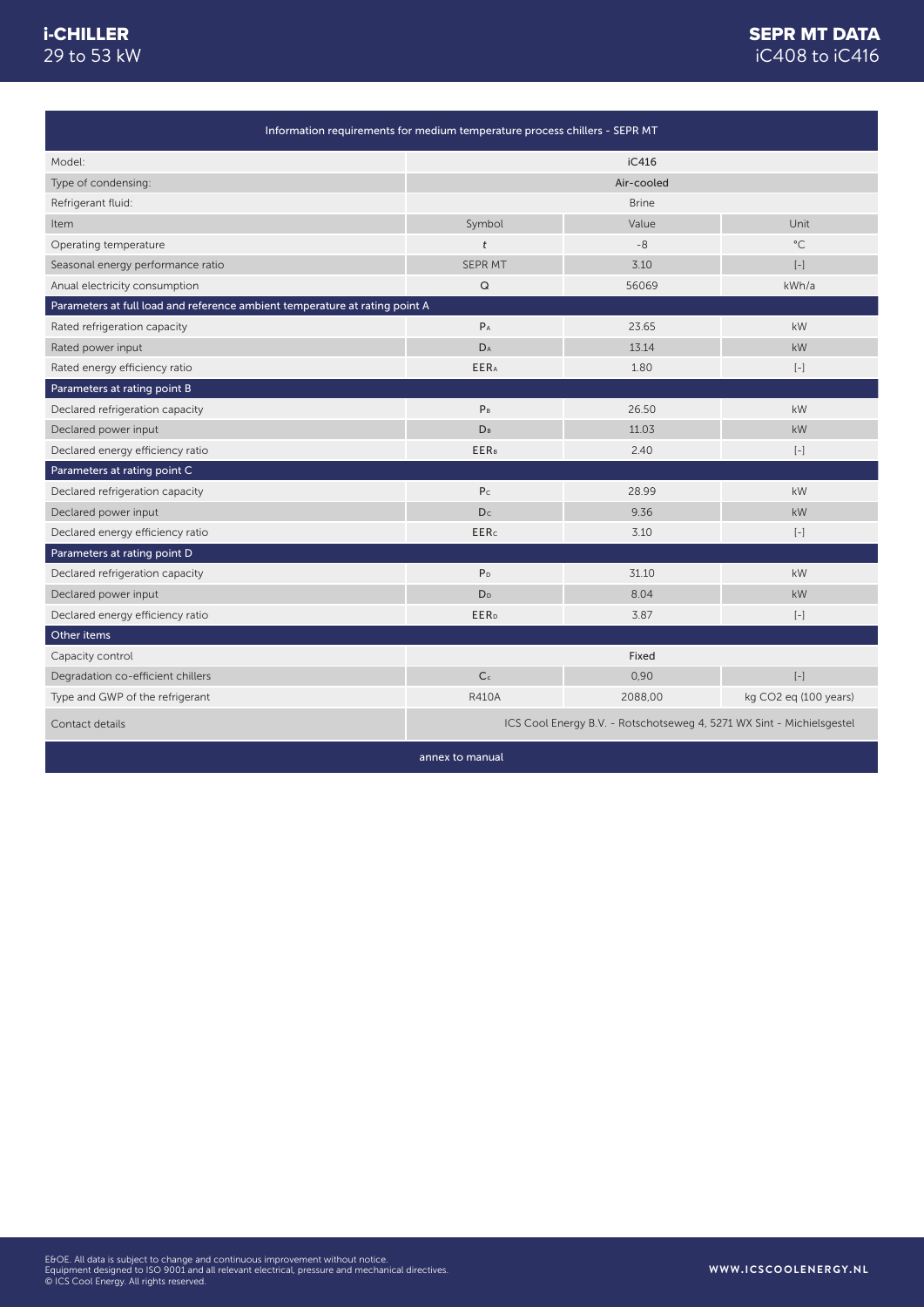| Information requirements for medium temperature process chillers - SEPR MT | | | |
|---|---|---|---|
| Model: | iC416 | | |
| Type of condensing: | Air-cooled | | |
| Refrigerant fluid: | Brine | | |
| Item | Symbol | Value | Unit |
| Operating temperature | *t* | -8 | °C |
| Seasonal energy performance ratio | SEPR MT | 3.10 | [-] |
| Anual electricity consumption | Q | 56069 | kWh/a |
| **Parameters at full load and reference ambient temperature at rating point A** | | | |
| Rated refrigeration capacity | $P_A$ | 23.65 | kW |
| Rated power input | $D_A$ | 13.14 | kW |
| Rated energy efficiency ratio | $EER_A$ | 1.80 | [-] |
| **Parameters at rating point B** | | | |
| Declared refrigeration capacity | $P_B$ | 26.50 | kW |
| Declared power input | $D_B$ | 11.03 | kW |
| Declared energy efficiency ratio | $EER_B$ | 2.40 | [-] |
| **Parameters at rating point C** | | | |
| Declared refrigeration capacity | $P_C$ | 28.99 | kW |
| Declared power input | $D_C$ | 9.36 | kW |
| Declared energy efficiency ratio | $EER_C$ | 3.10 | [-] |
| **Parameters at rating point D** | | | |
| Declared refrigeration capacity | $P_D$ | 31.10 | kW |
| Declared power input | $D_D$ | 8.04 | kW |
| Declared energy efficiency ratio | $EER_D$ | 3.87 | [-] |
| **Other items** | | | |
| Capacity control | Fixed | | |
| Degradation co-efficient chillers | $C_c$ | 0,90 | [-] |
| Type and GWP of the refrigerant | R410A | 2088,00 | kg CO2 eq (100 years) |
| Contact details | ICS Cool Energy B.V. - Rotschotseweg 4, 5271 WX Sint - Michielsgestel | | |

annex to manual